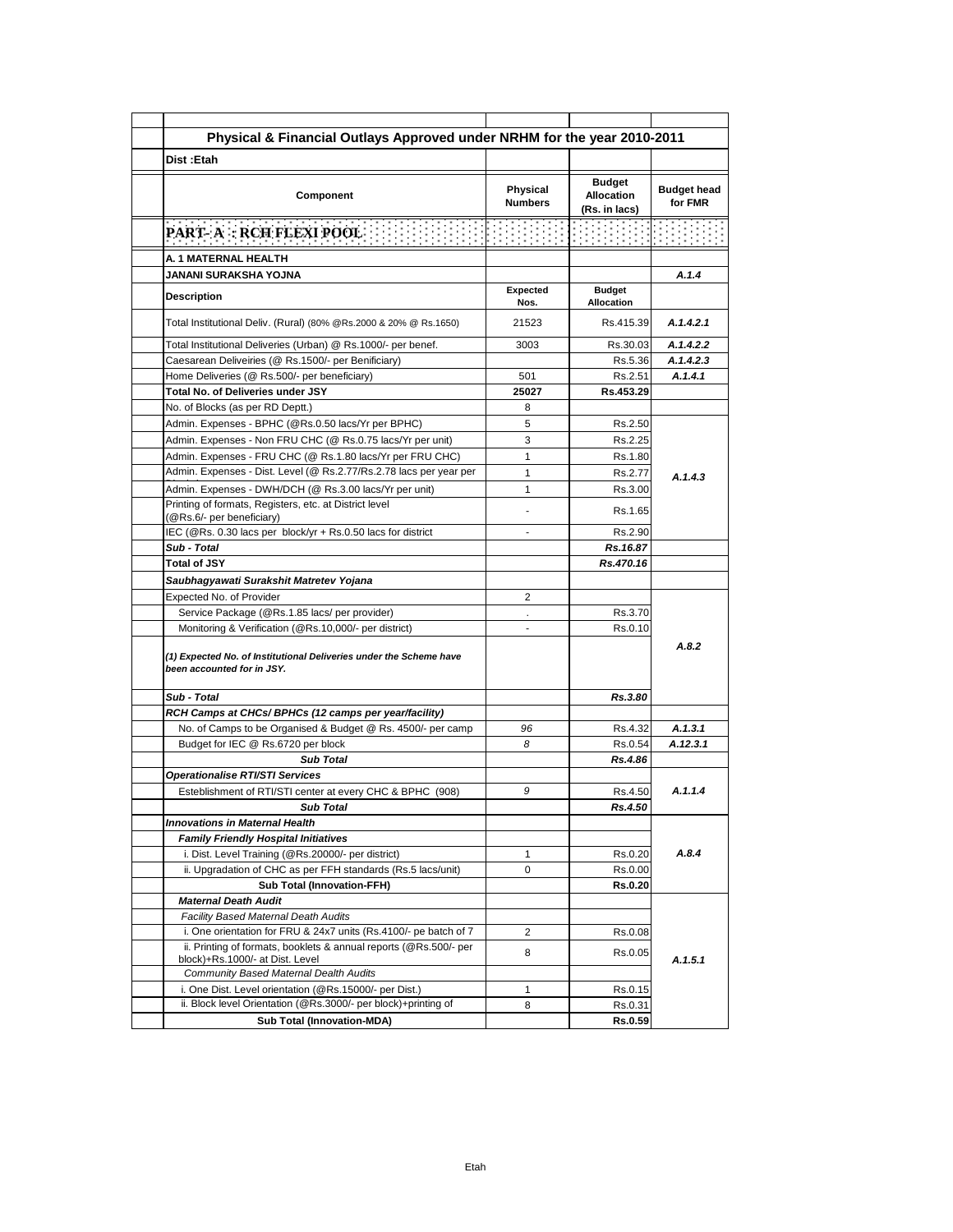## Physical & Financial Outlays Approved under NRHM for the year 2010-2011

**Dist :Etah**

| Component | Physical Numbers | Budget Allocation (Rs. in lacs) | Budget head for FMR |
|---|---|---|---|
| **PART- A : RCH FLEXI POOL** | | | |
| **A. 1 MATERNAL HEALTH** | | | |
| **JANANI SURAKSHA YOJNA** | | | *A.1.4* |
| **Description** | **Expected Nos.** | **Budget Allocation** | |
| Total Institutional Deliv. (Rural) (80% @Rs.2000 & 20% @ Rs.1650) | 21523 | Rs.415.39 | *A.1.4.2.1* |
| Total Institutional Deliveries (Urban) @ Rs.1000/- per benef. | 3003 | Rs.30.03 | *A.1.4.2.2* |
| Caesarean Deliveiries (@ Rs.1500/- per Benificiary) | | Rs.5.36 | *A.1.4.2.3* |
| Home Deliveries (@ Rs.500/- per beneficiary) | 501 | Rs.2.51 | *A.1.4.1* |
| **Total No. of Deliveries under JSY** | **25027** | **Rs.453.29** | |
| No. of Blocks (as per RD Deptt.) | 8 | | |
| Admin. Expenses - BPHC (@Rs.0.50 lacs/Yr per BPHC) | 5 | Rs.2.50 | *A.1.4.3* |
| Admin. Expenses - Non FRU CHC (@ Rs.0.75 lacs/Yr per unit) | 3 | Rs.2.25 | |
| Admin. Expenses - FRU CHC (@ Rs.1.80 lacs/Yr per FRU CHC) | 1 | Rs.1.80 | |
| Admin. Expenses - Dist. Level (@ Rs.2.77/Rs.2.78 lacs per year per | 1 | Rs.2.77 | |
| Admin. Expenses - DWH/DCH (@ Rs.3.00 lacs/Yr per unit) | 1 | Rs.3.00 | |
| Printing of formats, Registers, etc. at District level (@Rs.6/- per beneficiary) | - | Rs.1.65 | |
| IEC (@Rs. 0.30 lacs per block/yr + Rs.0.50 lacs for district | - | Rs.2.90 | |
| ***Sub - Total*** | | ***Rs.16.87*** | |
| **Total of JSY** | | ***Rs.470.16*** | |
| ***Saubhagyawati Surakshit Matretev Yojana*** | | | |
| Expected No. of Provider | 2 | | *A.8.2* |
| Service Package (@Rs.1.85 lacs/ per provider) | . | Rs.3.70 | |
| Monitoring & Verification (@Rs.10,000/- per district) | - | Rs.0.10 | |
| ***(1) Expected No. of Institutional Deliveries under the Scheme have been accounted for in JSY.*** | | | |
| ***Sub - Total*** | | ***Rs.3.80*** | |
| ***RCH Camps at CHCs/ BPHCs (12 camps per year/facility)*** | | | |
| No. of Camps to be Organised & Budget @ Rs. 4500/- per camp | *96* | Rs.4.32 | *A.1.3.1* |
| Budget for IEC @ Rs.6720 per block | *8* | Rs.0.54 | *A.12.3.1* |
| ***Sub Total*** | | ***Rs.4.86*** | |
| ***Operationalise RTI/STI Services*** | | | |
| Esteblishment of RTI/STI center at every CHC & BPHC (908) | *9* | Rs.4.50 | *A.1.1.4* |
| ***Sub Total*** | | ***Rs.4.50*** | |
| ***Innovations in Maternal Health*** | | | |
| ***Family Friendly Hospital Initiatives*** | | | *A.8.4* |
| i. Dist. Level Training (@Rs.20000/- per district) | 1 | Rs.0.20 | |
| ii. Upgradation of CHC as per FFH standards (Rs.5 lacs/unit) | 0 | Rs.0.00 | |
| **Sub Total (Innovation-FFH)** | | **Rs.0.20** | |
| ***Maternal Death Audit*** | | | *A.1.5.1* |
| *Facility Based Maternal Death Audits* | | | |
| i. One orientation for FRU & 24x7 units (Rs.4100/- pe batch of 7 | 2 | Rs.0.08 | |
| ii. Printing of formats, booklets & annual reports (@Rs.500/- per block)+Rs.1000/- at Dist. Level | 8 | Rs.0.05 | |
| *Community Based Maternal Dealth Audits* | | | |
| i. One Dist. Level orientation (@Rs.15000/- per Dist.) | 1 | Rs.0.15 | |
| ii. Block level Orientation (@Rs.3000/- per block)+printing of | 8 | Rs.0.31 | |
| **Sub Total (Innovation-MDA)** | | **Rs.0.59** | |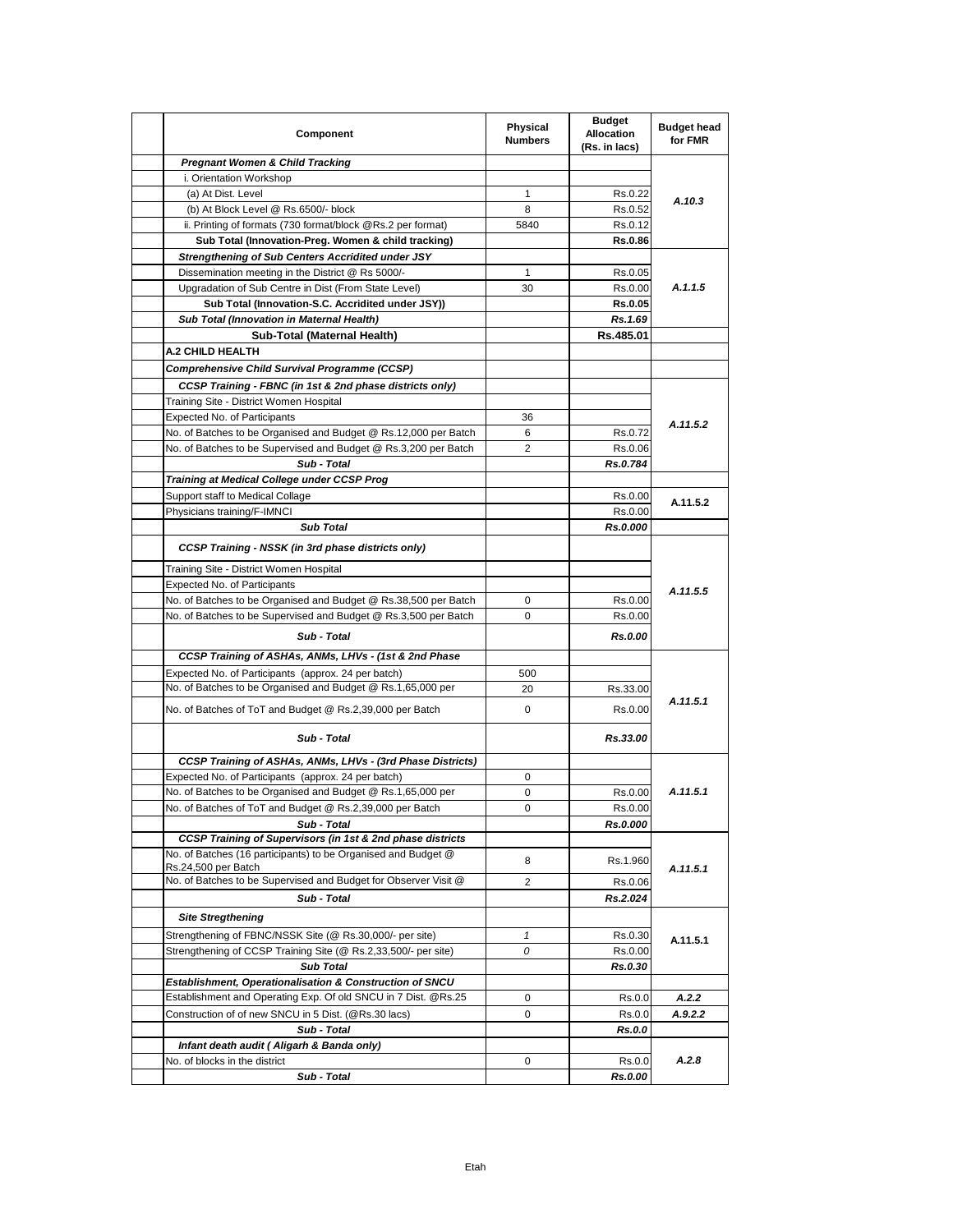| Component | Physical Numbers | Budget Allocation (Rs. in lacs) | Budget head for FMR |
|---|---|---|---|
| ***Pregnant Women & Child Tracking*** | | | A.10.3 |
| i. Orientation Workshop | | | |
| (a) At Dist. Level | 1 | Rs.0.22 | |
| (b) At Block Level @ Rs.6500/- block | 8 | Rs.0.52 | |
| ii. Printing of formats (730 format/block @Rs.2 per format) | 5840 | Rs.0.12 | |
| **Sub Total (Innovation-Preg. Women & child tracking)** | | **Rs.0.86** | |
| ***Strengthening of Sub Centers Accridited under JSY*** | | | A.1.1.5 |
| Dissemination meeting in the District @ Rs 5000/- | 1 | Rs.0.05 | |
| Upgradation of Sub Centre in Dist (From State Level) | 30 | Rs.0.00 | |
| **Sub Total (Innovation-S.C. Accridited under JSY))** | | **Rs.0.05** | |
| ***Sub Total (Innovation in Maternal Health)*** | | ***Rs.1.69*** | |
| **Sub-Total (Maternal Health)** | | **Rs.485.01** | |
| **A.2 CHILD HEALTH** | | | |
| ***Comprehensive Child Survival Programme (CCSP)*** | | | |
| ***CCSP Training - FBNC (in 1st & 2nd phase districts only)*** | | | A.11.5.2 |
| Training Site - District Women Hospital | | | |
| Expected No. of Participants | 36 | | |
| No. of Batches to be Organised and Budget @ Rs.12,000 per Batch | 6 | Rs.0.72 | |
| No. of Batches to be Supervised and Budget @ Rs.3,200 per Batch | 2 | Rs.0.06 | |
| ***Sub - Total*** | | ***Rs.0.784*** | |
| ***Training at Medical College under CCSP Prog*** | | | |
| Support staff to Medical Collage | | Rs.0.00 | A.11.5.2 |
| Physicians training/F-IMNCI | | Rs.0.00 | |
| ***Sub Total*** | | ***Rs.0.000*** | |
| ***CCSP Training - NSSK (in 3rd phase districts only)*** | | | A.11.5.5 |
| Training Site - District Women Hospital | | | |
| Expected No. of Participants | | | |
| No. of Batches to be Organised and Budget @ Rs.38,500 per Batch | 0 | Rs.0.00 | |
| No. of Batches to be Supervised and Budget @ Rs.3,500 per Batch | 0 | Rs.0.00 | |
| ***Sub - Total*** | | ***Rs.0.00*** | |
| ***CCSP Training of ASHAs, ANMs, LHVs - (1st & 2nd Phase*** | | | A.11.5.1 |
| Expected No. of Participants (approx. 24 per batch) | 500 | | |
| No. of Batches to be Organised and Budget @ Rs.1,65,000 per | 20 | Rs.33.00 | |
| No. of Batches of ToT and Budget @ Rs.2,39,000 per Batch | 0 | Rs.0.00 | |
| ***Sub - Total*** | | ***Rs.33.00*** | |
| ***CCSP Training of ASHAs, ANMs, LHVs - (3rd Phase Districts)*** | | | A.11.5.1 |
| Expected No. of Participants (approx. 24 per batch) | 0 | | |
| No. of Batches to be Organised and Budget @ Rs.1,65,000 per | 0 | Rs.0.00 | |
| No. of Batches of ToT and Budget @ Rs.2,39,000 per Batch | 0 | Rs.0.00 | |
| ***Sub - Total*** | | ***Rs.0.000*** | |
| ***CCSP Training of Supervisors (in 1st & 2nd phase districts*** | | | A.11.5.1 |
| No. of Batches (16 participants) to be Organised and Budget @ Rs.24,500 per Batch | 8 | Rs.1.960 | |
| No. of Batches to be Supervised and Budget for Observer Visit @ | 2 | Rs.0.06 | |
| ***Sub - Total*** | | ***Rs.2.024*** | |
| ***Site Stregthening*** | | | A.11.5.1 |
| Strengthening of FBNC/NSSK Site (@ Rs.30,000/- per site) | *1* | Rs.0.30 | |
| Strengthening of CCSP Training Site (@ Rs.2,33,500/- per site) | *0* | Rs.0.00 | |
| ***Sub Total*** | | ***Rs.0.30*** | |
| ***Establishment, Operationalisation & Construction of SNCU*** | | | |
| Establishment and Operating Exp. Of old SNCU in 7 Dist. @Rs.25 | 0 | Rs.0.0 | ***A.2.2*** |
| Construction of of new SNCU in 5 Dist. (@Rs.30 lacs) | 0 | Rs.0.0 | ***A.9.2.2*** |
| ***Sub - Total*** | | ***Rs.0.0*** | |
| ***Infant death audit ( Aligarh & Banda only)*** | | | A.2.8 |
| No. of blocks in the district | 0 | Rs.0.0 | |
| ***Sub - Total*** | | ***Rs.0.00*** | |

Etah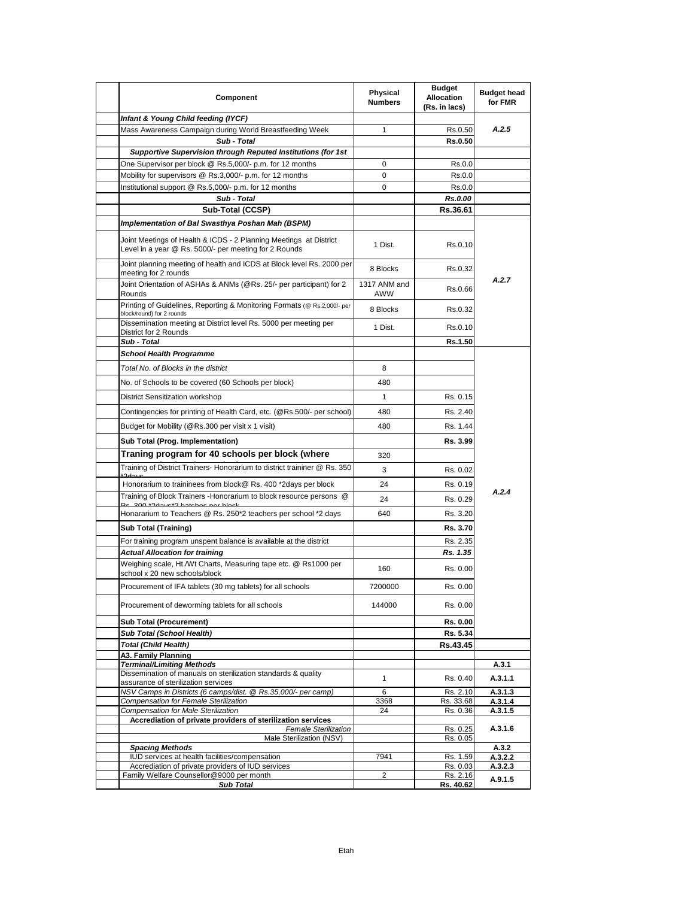| Component | Physical Numbers | Budget Allocation (Rs. in lacs) | Budget head for FMR |
|---|---|---|---|
| ***Infant & Young Child feeding (IYCF)*** | | | |
| Mass Awareness Campaign during World Breastfeeding Week | 1 | Rs.0.50 | *A.2.5* |
| ***Sub - Total*** | | **Rs.0.50** | |
| ***Supportive Supervision through Reputed Institutions (for 1st*** | | | |
| One Supervisor per block @ Rs.5,000/- p.m. for 12 months | 0 | Rs.0.0 | |
| Mobility for supervisors @ Rs.3,000/- p.m. for 12 months | 0 | Rs.0.0 | |
| Institutional support @ Rs.5,000/- p.m. for 12 months | 0 | Rs.0.0 | |
| ***Sub - Total*** | | ***Rs.0.00*** | |
| **Sub-Total (CCSP)** | | **Rs.36.61** | |
| ***Implementation of Bal Swasthya Poshan Mah (BSPM)*** | | | |
| Joint Meetings of Health & ICDS - 2 Planning Meetings at District Level in a year @ Rs. 5000/- per meeting for 2 Rounds | 1 Dist. | Rs.0.10 | *A.2.7* |
| Joint planning meeting of health and ICDS at Block level Rs. 2000 per meeting for 2 rounds | 8 Blocks | Rs.0.32 | |
| Joint Orientation of ASHAs & ANMs (@Rs. 25/- per participant) for 2 Rounds | 1317 ANM and AWW | Rs.0.66 | |
| Printing of Guidelines, Reporting & Monitoring Formats (@ Rs.2,000/- per block/round) for 2 rounds | 8 Blocks | Rs.0.32 | |
| Dissemination meeting at District level Rs. 5000 per meeting per District for 2 Rounds | 1 Dist. | Rs.0.10 | |
| ***Sub - Total*** | | **Rs.1.50** | |
| ***School Health Programme*** | | | *A.2.4* |
| *Total No. of Blocks in the district* | 8 | | |
| No. of Schools to be covered (60 Schools per block) | 480 | | |
| District Sensitization workshop | 1 | Rs. 0.15 | |
| Contingencies for printing of Health Card, etc. (@Rs.500/- per school) | 480 | Rs. 2.40 | |
| Budget for Mobility (@Rs.300 per visit x 1 visit) | 480 | Rs. 1.44 | |
| **Sub Total (Prog. Implementation)** | | **Rs. 3.99** | |
| **Traning program for 40 schools per block (where** | 320 | | |
| Training of District Trainers- Honorarium to district traininer @ Rs. 350 *2days | 3 | Rs. 0.02 | |
| Honorarium to traininees from block@ Rs. 400 *2days per block | 24 | Rs. 0.19 | |
| Training of Block Trainers -Honorarium to block resource persons @ Rs. 300 *2days*2 batches per block | 24 | Rs. 0.29 | |
| Honararium to Teachers @ Rs. 250*2 teachers per school *2 days | 640 | Rs. 3.20 | |
| **Sub Total (Training)** | | **Rs. 3.70** | |
| For training program unspent balance is available at the district | | Rs. 2.35 | |
| ***Actual Allocation for training*** | | ***Rs. 1.35*** | |
| Weighing scale, Ht./Wt Charts, Measuring tape etc. @ Rs1000 per school x 20 new schools/block | 160 | Rs. 0.00 | |
| Procurement of IFA tablets (30 mg tablets) for all schools | 7200000 | Rs. 0.00 | |
| Procurement of deworming tablets for all schools | 144000 | Rs. 0.00 | |
| **Sub Total (Procurement)** | | **Rs. 0.00** | |
| ***Sub Total (School Health)*** | | **Rs. 5.34** | |
| ***Total (Child Health)*** | | **Rs.43.45** | |
| **A3. Family Planning** | | | |
| ***Terminal/Limiting Methods*** | | | **A.3.1** |
| Dissemination of manuals on sterilization standards & quality assurance of sterilization services | 1 | Rs. 0.40 | **A.3.1.1** |
| *NSV Camps in Districts (6 camps/dist. @ Rs.35,000/- per camp)* | 6 | Rs. 2.10 | **A.3.1.3** |
| *Compensation for Female Sterilization* | 3368 | Rs. 33.68 | **A.3.1.4** |
| *Compensation for Male Sterilization* | 24 | Rs. 0.36 | **A.3.1.5** |
| **Accrediation of private providers of sterilization services** | | | **A.3.1.6** |
| *Female Sterilization* | | Rs. 0.25 | |
| Male Sterilization (NSV) | | Rs. 0.05 | |
| ***Spacing Methods*** | | | **A.3.2** |
| IUD services at health facilities/compensation | 7941 | Rs. 1.59 | **A.3.2.2** |
| Accrediation of private providers of IUD services | | Rs. 0.03 | **A.3.2.3** |
| Family Welfare Counsellor@9000 per month | 2 | Rs. 2.16 | **A.9.1.5** |
| ***Sub Total*** | | **Rs. 40.62** | |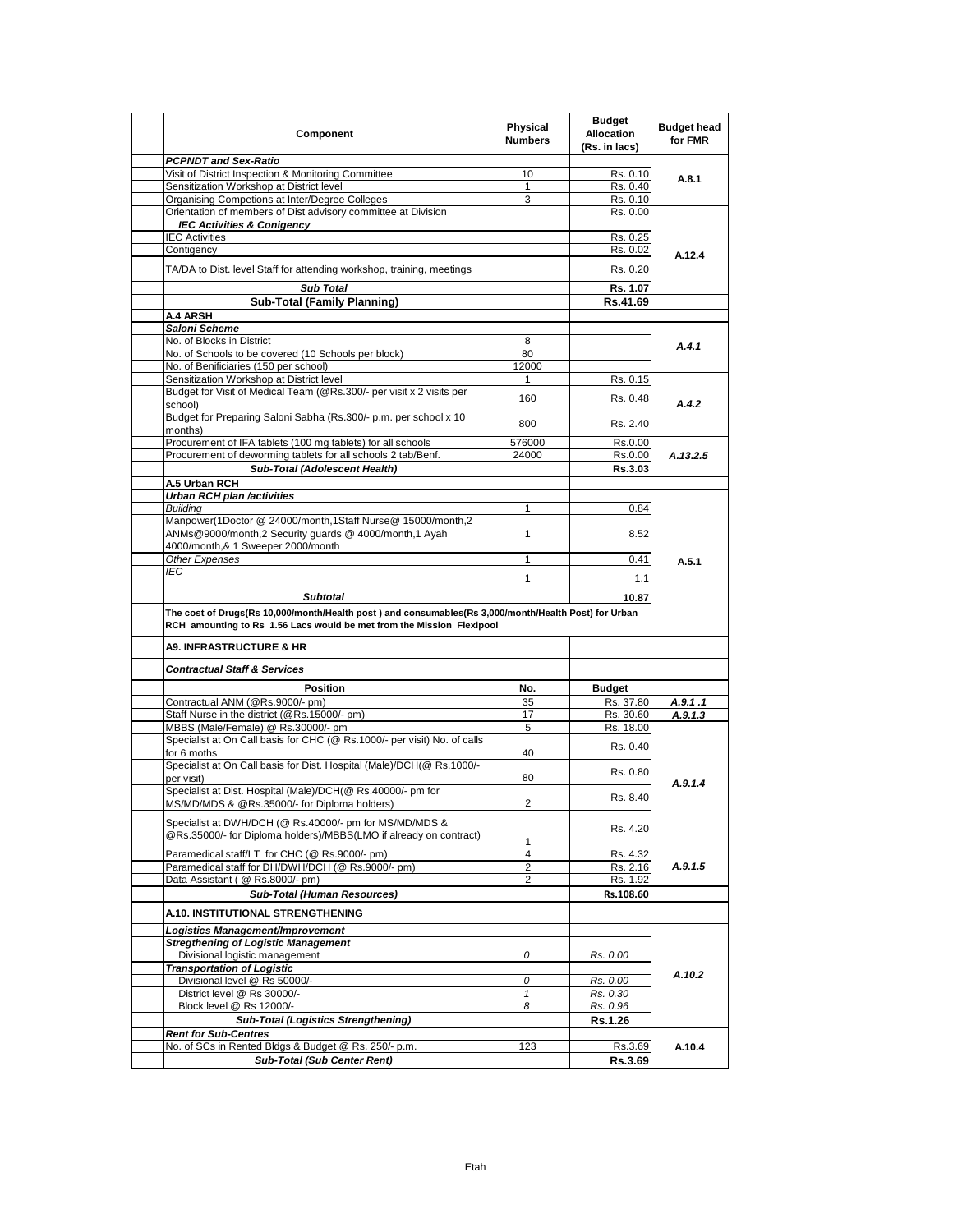| Component | Physical Numbers | Budget Allocation (Rs. in lacs) | Budget head for FMR |
|---|---|---|---|
| ***PCPNDT and Sex-Ratio*** | | | |
| Visit of District Inspection & Monitoring Committee | 10 | Rs. 0.10 | A.8.1 |
| Sensitization Workshop at District level | 1 | Rs. 0.40 | |
| Organising Competions at Inter/Degree Colleges | 3 | Rs. 0.10 | |
| Orientation of members of Dist advisory committee at Division | | Rs. 0.00 | |
| ***IEC Activities & Conigency*** | | | |
| IEC Activities | | Rs. 0.25 | A.12.4 |
| Contigency | | Rs. 0.02 | |
| TA/DA to Dist. level Staff for attending workshop, training, meetings | | Rs. 0.20 | |
| ***Sub Total*** | | **Rs. 1.07** | |
| **Sub-Total (Family Planning)** | | **Rs.41.69** | |
| **A.4 ARSH** | | | |
| ***Saloni Scheme*** | | | |
| No. of Blocks in District | 8 | | *A.4.1* |
| No. of Schools to be covered (10 Schools per block) | 80 | | |
| No. of Benificiaries (150 per school) | 12000 | | |
| Sensitization Workshop at District level | 1 | Rs. 0.15 | *A.4.2* |
| Budget for Visit of Medical Team (@Rs.300/- per visit x 2 visits per school) | 160 | Rs. 0.48 | |
| Budget for Preparing Saloni Sabha (Rs.300/- p.m. per school x 10 months) | 800 | Rs. 2.40 | |
| Procurement of IFA tablets (100 mg tablets) for all schools | 576000 | Rs.0.00 | *A.13.2.5* |
| Procurement of deworming tablets for all schools 2 tab/Benf. | 24000 | Rs.0.00 | |
| ***Sub-Total (Adolescent Health)*** | | **Rs.3.03** | |
| **A.5 Urban RCH** | | | |
| ***Urban RCH plan /activities*** | | | A.5.1 |
| *Building* | 1 | 0.84 | |
| Manpower(1Doctor @ 24000/month,1Staff Nurse@ 15000/month,2 ANMs@9000/month,2 Security guards @ 4000/month,1 Ayah 4000/month,& 1 Sweeper 2000/month | 1 | 8.52 | |
| *Other Expenses* | 1 | 0.41 | |
| *IEC* | 1 | 1.1 | |
| ***Subtotal*** | | **10.87** | |
| **The cost of Drugs(Rs 10,000/month/Health post ) and consumables(Rs 3,000/month/Health Post) for Urban RCH amounting to Rs 1.56 Lacs would be met from the Mission Flexipool** | | | |
| **A9. INFRASTRUCTURE & HR** | | | |
| ***Contractual Staff & Services*** | | | |
| **Position** | **No.** | **Budget** | |
| Contractual ANM (@Rs.9000/- pm) | 35 | Rs. 37.80 | *A.9.1 .1* |
| Staff Nurse in the district (@Rs.15000/- pm) | 17 | Rs. 30.60 | *A.9.1.3* |
| MBBS (Male/Female) @ Rs.30000/- pm | 5 | Rs. 18.00 | *A.9.1.4* |
| Specialist at On Call basis for CHC (@ Rs.1000/- per visit) No. of calls for 6 moths | 40 | Rs. 0.40 | |
| Specialist at On Call basis for Dist. Hospital (Male)/DCH(@ Rs.1000/- per visit) | 80 | Rs. 0.80 | |
| Specialist at Dist. Hospital (Male)/DCH(@ Rs.40000/- pm for MS/MD/MDS & @Rs.35000/- for Diploma holders) | 2 | Rs. 8.40 | |
| Specialist at DWH/DCH (@ Rs.40000/- pm for MS/MD/MDS & @Rs.35000/- for Diploma holders)/MBBS(LMO if already on contract) | 1 | Rs. 4.20 | |
| Paramedical staff/LT for CHC (@ Rs.9000/- pm) | 4 | Rs. 4.32 | *A.9.1.5* |
| Paramedical staff for DH/DWH/DCH (@ Rs.9000/- pm) | 2 | Rs. 2.16 | |
| Data Assistant ( @ Rs.8000/- pm) | 2 | Rs. 1.92 | |
| ***Sub-Total (Human Resources)*** | | **Rs.108.60** | |
| **A.10. INSTITUTIONAL STRENGTHENING** | | | |
| ***Logistics Management/Improvement*** | | | *A.10.2* |
| ***Stregthening of Logistic Management*** | | | |
| Divisional logistic management | *0* | *Rs. 0.00* | |
| ***Transportation of Logistic*** | | | |
| Divisional level @ Rs 50000/- | *0* | *Rs. 0.00* | |
| District level @ Rs 30000/- | *1* | *Rs. 0.30* | |
| Block level @ Rs 12000/- | *8* | *Rs. 0.96* | |
| ***Sub-Total (Logistics Strengthening)*** | | **Rs.1.26** | |
| ***Rent for Sub-Centres*** | | | A.10.4 |
| No. of SCs in Rented Bldgs & Budget @ Rs. 250/- p.m. | 123 | Rs.3.69 | |
| ***Sub-Total (Sub Center Rent)*** | | **Rs.3.69** | |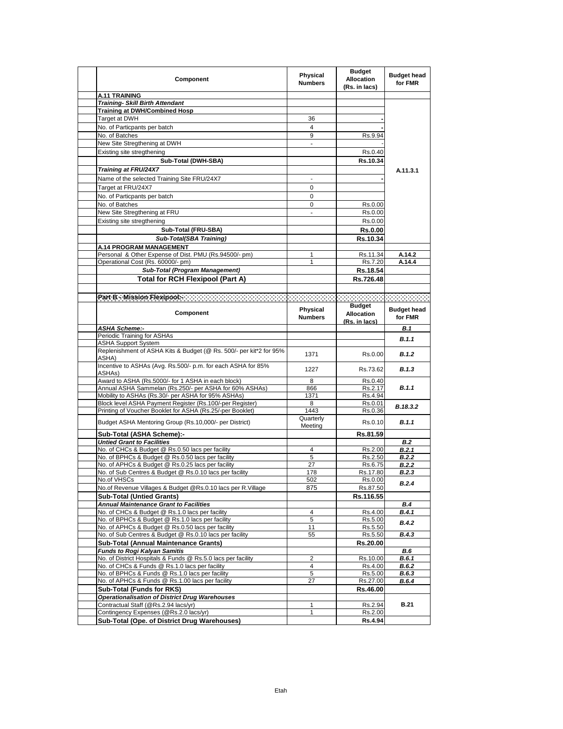| Component | Physical Numbers | Budget Allocation (Rs. in lacs) | Budget head for FMR |
|---|---|---|---|
| **A.11 TRAINING** | | | |
| ***Training- Skill Birth Attendant*** | | | |
| **Training at DWH/Combined Hosp** | | | |
| Target at DWH | 36 | - | A.11.3.1 |
| No. of Particpants per batch | 4 | - | |
| No. of Batches | 9 | Rs.9.94 | |
| New Site Stregthening at DWH | - | - | |
| Existing site stregthening | | Rs.0.40 | |
| **Sub-Total (DWH-SBA)** | | **Rs.10.34** | |
| ***Training at FRU/24X7*** | | | |
| Name of the selected Training Site FRU/24X7 | - | - | |
| Target at FRU/24X7 | 0 | | |
| No. of Particpants per batch | 0 | | |
| No. of Batches | 0 | Rs.0.00 | |
| New Site Stregthening at FRU | - | Rs.0.00 | |
| Existing site stregthening | | Rs.0.00 | |
| **Sub-Total (FRU-SBA)** | | **Rs.0.00** | |
| ***Sub-Total(SBA Training)*** | | **Rs.10.34** | |
| **A.14 PROGRAM MANAGEMENT** | | | |
| Personal & Other Expense of Dist. PMU (Rs.94500/- pm) | 1 | Rs.11.34 | A.14.2 |
| Operational Cost (Rs. 60000/- pm) | 1 | Rs.7.20 | A.14.4 |
| ***Sub-Total (Program Management)*** | | **Rs.18.54** | |
| **Total for RCH Flexipool (Part A)** | | **Rs.726.48** | |

**Part B - Mission Flexipool:-**

| Component | Physical Numbers | Budget Allocation (Rs. in lacs) | Budget head for FMR |
|---|---|---|---|
| ***ASHA Scheme:-*** | | | ***B.1*** |
| Periodic Training for ASHAs | | | ***B.1.1*** |
| ASHA Support System | | | |
| Replenishment of ASHA Kits & Budget (@ Rs. 500/- per kit*2 for 95% ASHA) | 1371 | Rs.0.00 | ***B.1.2*** |
| Incentive to ASHAs (Avg. Rs.500/- p.m. for each ASHA for 85% ASHAs) | 1227 | Rs.73.62 | ***B.1.3*** |
| Award to ASHA (Rs.5000/- for 1 ASHA in each block) | 8 | Rs.0.40 | ***B.1.1*** |
| Annual ASHA Sammelan (Rs.250/- per ASHA for 60% ASHAs) | 866 | Rs.2.17 | |
| Mobility to ASHAs (Rs.30/- per ASHA for 95% ASHAs) | 1371 | Rs.4.94 | |
| Block level ASHA Payment Register (Rs.100/-per Register) | 8 | Rs.0.01 | ***B.18.3.2*** |
| Printing of Voucher Booklet for ASHA (Rs.25/-per Booklet) | 1443 | Rs.0.36 | |
| Budget ASHA Mentoring Group (Rs.10,000/- per District) | Quarterly Meeting | Rs.0.10 | ***B.1.1*** |
| **Sub-Total (ASHA Scheme):-** | | **Rs.81.59** | |
| ***Untied Grant to Facilities*** | | | ***B.2*** |
| No. of CHCs & Budget @ Rs.0.50 lacs per facility | 4 | Rs.2.00 | ***B.2.1*** |
| No. of BPHCs & Budget @ Rs.0.50 lacs per facility | 5 | Rs.2.50 | ***B.2.2*** |
| No. of APHCs & Budget @ Rs.0.25 lacs per facility | 27 | Rs.6.75 | ***B.2.2*** |
| No. of Sub Centres & Budget @ Rs.0.10 lacs per facility | 178 | Rs.17.80 | ***B.2.3*** |
| No.of VHSCs | 502 | Rs.0.00 | ***B.2.4*** |
| No.of Revenue Villages & Budget @Rs.0.10 lacs per R.Village | 875 | Rs.87.50 | |
| **Sub-Total (Untied Grants)** | | **Rs.116.55** | |
| ***Annual Maintenance Grant to Facilities*** | | | ***B.4*** |
| No. of CHCs & Budget @ Rs.1.0 lacs per facility | 4 | Rs.4.00 | ***B.4.1*** |
| No. of BPHCs & Budget @ Rs.1.0 lacs per facility | 5 | Rs.5.00 | ***B.4.2*** |
| No. of APHCs & Budget @ Rs.0.50 lacs per facility | 11 | Rs.5.50 | |
| No. of Sub Centres & Budget @ Rs.0.10 lacs per facility | 55 | Rs.5.50 | ***B.4.3*** |
| **Sub-Total (Annual Maintenance Grants)** | | **Rs.20.00** | |
| ***Funds to Rogi Kalyan Samitis*** | | | ***B.6*** |
| No. of District Hospitals & Funds @ Rs.5.0 lacs per facility | 2 | Rs.10.00 | ***B.6.1*** |
| No. of CHCs & Funds @ Rs.1.0 lacs per facility | 4 | Rs.4.00 | ***B.6.2*** |
| No. of BPHCs & Funds @ Rs.1.0 lacs per facility | 5 | Rs.5.00 | ***B.6.3*** |
| No. of APHCs & Funds @ Rs.1.00 lacs per facility | 27 | Rs.27.00 | ***B.6.4*** |
| **Sub-Total (Funds for RKS)** | | **Rs.46.00** | |
| ***Operationalisation of District Drug Warehouses*** | | | **B.21** |
| Contractual Staff (@Rs.2.94 lacs/yr) | 1 | Rs.2.94 | |
| Contingency Expenses (@Rs.2.0 lacs/yr) | 1 | Rs.2.00 | |
| **Sub-Total (Ope. of District Drug Warehouses)** | | **Rs.4.94** | |

Etah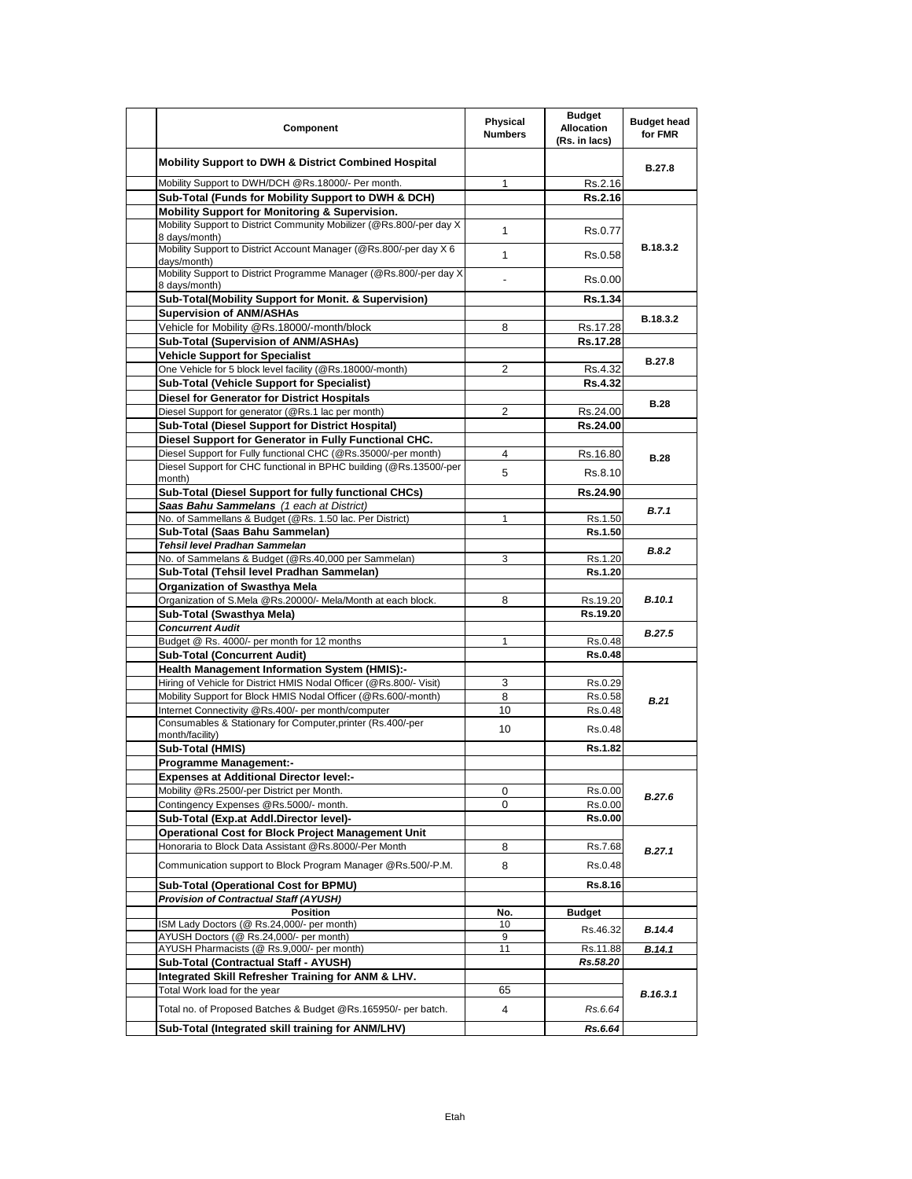| Component | Physical Numbers | Budget Allocation (Rs. in lacs) | Budget head for FMR |
|---|---|---|---|
| **Mobility Support to DWH & District Combined Hospital** | | | **B.27.8** |
| Mobility Support to DWH/DCH @Rs.18000/- Per month. | 1 | Rs.2.16 | |
| **Sub-Total (Funds for Mobility Support to DWH & DCH)** | | **Rs.2.16** | |
| **Mobility Support for Monitoring & Supervision.** | | | **B.18.3.2** |
| Mobility Support to District Community Mobilizer (@Rs.800/-per day X 8 days/month) | 1 | Rs.0.77 | |
| Mobility Support to District Account Manager (@Rs.800/-per day X 6 days/month) | 1 | Rs.0.58 | |
| Mobility Support to District Programme Manager (@Rs.800/-per day X 8 days/month) | - | Rs.0.00 | |
| **Sub-Total(Mobility Support for Monit. & Supervision)** | | **Rs.1.34** | |
| **Supervision of ANM/ASHAs** | | | **B.18.3.2** |
| Vehicle for Mobility @Rs.18000/-month/block | 8 | Rs.17.28 | |
| **Sub-Total (Supervision of ANM/ASHAs)** | | **Rs.17.28** | |
| **Vehicle Support for Specialist** | | | **B.27.8** |
| One Vehicle for 5 block level facility (@Rs.18000/-month) | 2 | Rs.4.32 | |
| **Sub-Total (Vehicle Support for Specialist)** | | **Rs.4.32** | |
| **Diesel for Generator for District Hospitals** | | | **B.28** |
| Diesel Support for generator (@Rs.1 lac per month) | 2 | Rs.24.00 | |
| **Sub-Total (Diesel Support for District Hospital)** | | **Rs.24.00** | |
| **Diesel Support for Generator in Fully Functional CHC.** | | | **B.28** |
| Diesel Support for Fully functional CHC (@Rs.35000/-per month) | 4 | Rs.16.80 | |
| Diesel Support for CHC functional in BPHC building (@Rs.13500/-per month) | 5 | Rs.8.10 | |
| **Sub-Total (Diesel Support for fully functional CHCs)** | | **Rs.24.90** | |
| ***Saas Bahu Sammelans*** *(1 each at District)* | | | ***B.7.1*** |
| No. of Sammellans & Budget (@Rs. 1.50 lac. Per District) | 1 | Rs.1.50 | |
| **Sub-Total (Saas Bahu Sammelan)** | | **Rs.1.50** | |
| ***Tehsil level Pradhan Sammelan*** | | | ***B.8.2*** |
| No. of Sammelans & Budget (@Rs.40,000 per Sammelan) | 3 | Rs.1.20 | |
| **Sub-Total (Tehsil level Pradhan Sammelan)** | | **Rs.1.20** | |
| **Organization of Swasthya Mela** | | | ***B.10.1*** |
| Organization of S.Mela @Rs.20000/- Mela/Month at each block. | 8 | Rs.19.20 | |
| **Sub-Total (Swasthya Mela)** | | **Rs.19.20** | |
| ***Concurrent Audit*** | | | ***B.27.5*** |
| Budget @ Rs. 4000/- per month for 12 months | 1 | Rs.0.48 | |
| **Sub-Total (Concurrent Audit)** | | **Rs.0.48** | |
| **Health Management Information System (HMIS):-** | | | ***B.21*** |
| Hiring of Vehicle for District HMIS Nodal Officer (@Rs.800/- Visit) | 3 | Rs.0.29 | |
| Mobility Support for Block HMIS Nodal Officer (@Rs.600/-month) | 8 | Rs.0.58 | |
| Internet Connectivity @Rs.400/- per month/computer | 10 | Rs.0.48 | |
| Consumables & Stationary for Computer,printer (Rs.400/-per month/facility) | 10 | Rs.0.48 | |
| **Sub-Total (HMIS)** | | **Rs.1.82** | |
| **Programme Management:-** | | | |
| **Expenses at Additional Director level:-** | | | ***B.27.6*** |
| Mobility @Rs.2500/-per District per Month. | 0 | Rs.0.00 | |
| Contingency Expenses @Rs.5000/- month. | 0 | Rs.0.00 | |
| **Sub-Total (Exp.at Addl.Director level)-** | | **Rs.0.00** | |
| **Operational Cost for Block Project Management Unit** | | | ***B.27.1*** |
| Honoraria to Block Data Assistant @Rs.8000/-Per Month | 8 | Rs.7.68 | |
| Communication support to Block Program Manager @Rs.500/-P.M. | 8 | Rs.0.48 | |
| **Sub-Total (Operational Cost for BPMU)** | | **Rs.8.16** | |
| ***Provision of Contractual Staff (AYUSH)*** | | | |
| **Position** | **No.** | **Budget** | |
| ISM Lady Doctors (@ Rs.24,000/- per month) | 10 | Rs.46.32 | ***B.14.4*** |
| AYUSH Doctors (@ Rs.24,000/- per month) | 9 | | |
| AYUSH Pharmacists (@ Rs.9,000/- per month) | 11 | Rs.11.88 | ***B.14.1*** |
| **Sub-Total (Contractual Staff - AYUSH)** | | ***Rs.58.20*** | |
| **Integrated Skill Refresher Training for ANM & LHV.** | | | ***B.16.3.1*** |
| Total Work load for the year | 65 | | |
| Total no. of Proposed Batches & Budget @Rs.165950/- per batch. | 4 | *Rs.6.64* | |
| **Sub-Total (Integrated skill training for ANM/LHV)** | | ***Rs.6.64*** | |

Etah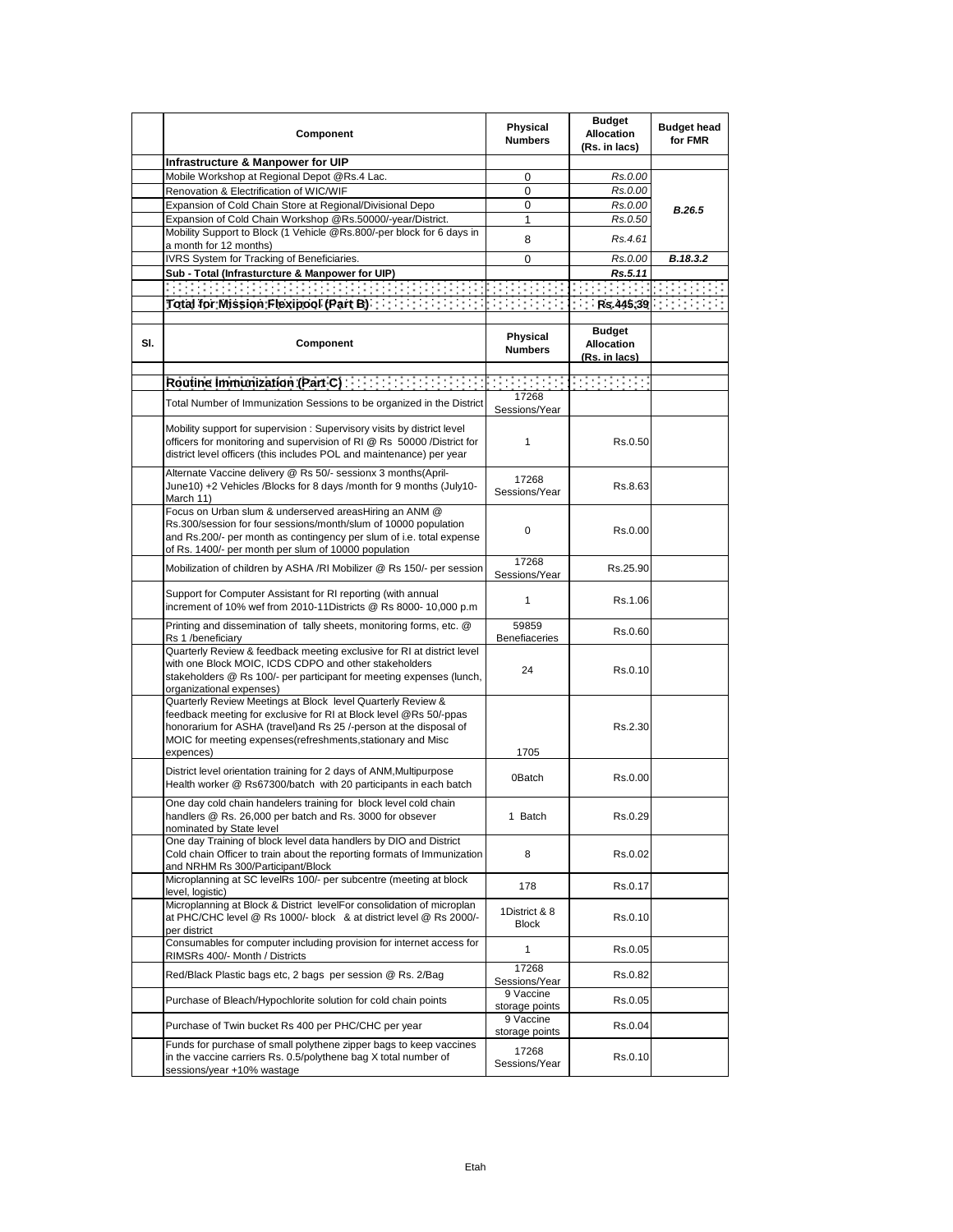| | Component | Physical Numbers | Budget Allocation (Rs. in lacs) | Budget head for FMR |
|---|---|---|---|---|
| | **Infrastructure & Manpower for UIP** | | | |
| | Mobile Workshop at Regional Depot @Rs.4 Lac. | 0 | *Rs.0.00* | |
| | Renovation & Electrification of WIC/WIF | 0 | *Rs.0.00* | |
| | Expansion of Cold Chain Store at Regional/Divisional Depo | 0 | *Rs.0.00* | ***B.26.5*** |
| | Expansion of Cold Chain Workshop @Rs.50000/-year/District. | 1 | *Rs.0.50* | |
| | Mobility Support to Block (1 Vehicle @Rs.800/-per block for 6 days in a month for 12 months) | 8 | *Rs.4.61* | |
| | IVRS System for Tracking of Beneficiaries. | 0 | *Rs.0.00* | ***B.18.3.2*** |
| | **Sub - Total (Infrasturcture & Manpower for UIP)** | | ***Rs.5.11*** | |
| | **Total for Mission Flexipool (Part B)** | | **Rs.445.39** | |

| Sl. | Component | Physical Numbers | Budget Allocation (Rs. in lacs) |
|---|---|---|---|
| | **Routine Immunization (Part C)** | | |
| | Total Number of Immunization Sessions to be organized in the District | 17268 Sessions/Year | |
| | Mobility support for supervision : Supervisory visits by district level officers for monitoring and supervision of RI @ Rs 50000 /District for district level officers (this includes POL and maintenance) per year | 1 | Rs.0.50 |
| | Alternate Vaccine delivery @ Rs 50/- sessionx 3 months(April-June10) +2 Vehicles /Blocks for 8 days /month for 9 months (July10-March 11) | 17268 Sessions/Year | Rs.8.63 |
| | Focus on Urban slum & underserved areasHiring an ANM @ Rs.300/session for four sessions/month/slum of 10000 population and Rs.200/- per month as contingency per slum of i.e. total expense of Rs. 1400/- per month per slum of 10000 population | 0 | Rs.0.00 |
| | Mobilization of children by ASHA /RI Mobilizer @ Rs 150/- per session | 17268 Sessions/Year | Rs.25.90 |
| | Support for Computer Assistant for RI reporting (with annual increment of 10% wef from 2010-11Districts @ Rs 8000- 10,000 p.m | 1 | Rs.1.06 |
| | Printing and dissemination of tally sheets, monitoring forms, etc. @ Rs 1 /beneficiary | 59859 Benefiaceries | Rs.0.60 |
| | Quarterly Review & feedback meeting exclusive for RI at district level with one Block MOIC, ICDS CDPO and other stakeholders stakeholders @ Rs 100/- per participant for meeting expenses (lunch, organizational expenses) | 24 | Rs.0.10 |
| | Quarterly Review Meetings at Block level Quarterly Review & feedback meeting for exclusive for RI at Block level @Rs 50/-ppas honorarium for ASHA (travel)and Rs 25 /-person at the disposal of MOIC for meeting expenses(refreshments,stationary and Misc expences) | 1705 | Rs.2.30 |
| | District level orientation training for 2 days of ANM,Multipurpose Health worker @ Rs67300/batch with 20 participants in each batch | 0Batch | Rs.0.00 |
| | One day cold chain handelers training for block level cold chain handlers @ Rs. 26,000 per batch and Rs. 3000 for obsever nominated by State level | 1 Batch | Rs.0.29 |
| | One day Training of block level data handlers by DIO and District Cold chain Officer to train about the reporting formats of Immunization and NRHM Rs 300/Participant/Block | 8 | Rs.0.02 |
| | Microplanning at SC levelRs 100/- per subcentre (meeting at block level, logistic) | 178 | Rs.0.17 |
| | Microplanning at Block & District levelFor consolidation of microplan at PHC/CHC level @ Rs 1000/- block & at district level @ Rs 2000/- per district | 1District & 8 Block | Rs.0.10 |
| | Consumables for computer including provision for internet access for RIMSRs 400/- Month / Districts | 1 | Rs.0.05 |
| | Red/Black Plastic bags etc, 2 bags per session @ Rs. 2/Bag | 17268 Sessions/Year | Rs.0.82 |
| | Purchase of Bleach/Hypochlorite solution for cold chain points | 9 Vaccine storage points | Rs.0.05 |
| | Purchase of Twin bucket Rs 400 per PHC/CHC per year | 9 Vaccine storage points | Rs.0.04 |
| | Funds for purchase of small polythene zipper bags to keep vaccines in the vaccine carriers Rs. 0.5/polythene bag X total number of sessions/year +10% wastage | 17268 Sessions/Year | Rs.0.10 |

Etah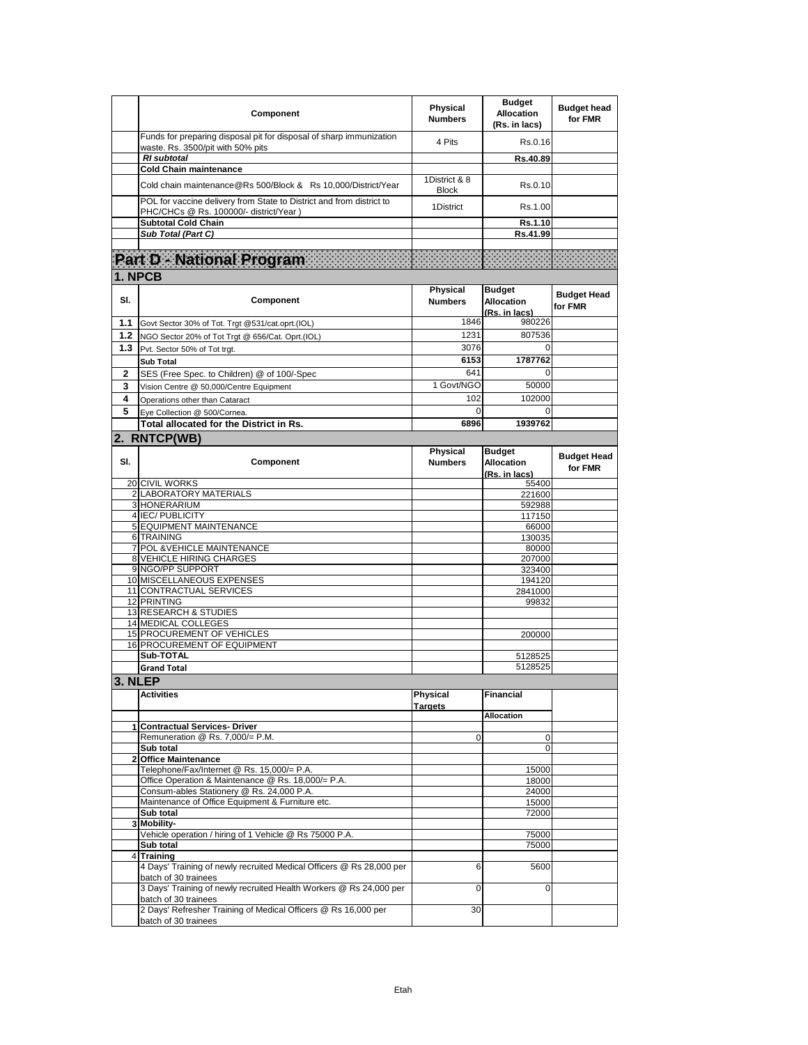| | Component | Physical Numbers | Budget Allocation (Rs. in lacs) | Budget head for FMR |
|---|---|---|---|---|
| | Funds for preparing disposal pit for disposal of sharp immunization waste. Rs. 3500/pit with 50% pits | 4 Pits | Rs.0.16 | |
| | ***RI subtotal*** | | **Rs.40.89** | |
| | **Cold Chain maintenance** | | | |
| | Cold chain maintenance@Rs 500/Block & Rs 10,000/District/Year | 1District & 8 Block | Rs.0.10 | |
| | POL for vaccine delivery from State to District and from district to PHC/CHCs @ Rs. 100000/- district/Year ) | 1District | Rs.1.00 | |
| | **Subtotal Cold Chain** | | **Rs.1.10** | |
| | ***Sub Total (Part C)*** | | **Rs.41.99** | |

# Part D - National Program

## 1. NPCB

| Sl. | Component | Physical Numbers | Budget Allocation (Rs. in lacs) | Budget Head for FMR |
|---|---|---|---|---|
| 1.1 | Govt Sector 30% of Tot. Trgt @531/cat.oprt.(IOL) | 1846 | 980226 | |
| 1.2 | NGO Sector 20% of Tot Trgt @ 656/Cat. Oprt.(IOL) | 1231 | 807536 | |
| 1.3 | Pvt. Sector 50% of Tot trgt. | 3076 | 0 | |
| | **Sub Total** | **6153** | **1787762** | |
| 2 | SES (Free Spec. to Children) @ of 100/-Spec | 641 | 0 | |
| 3 | Vision Centre @ 50,000/Centre Equipment | 1 Govt/NGO | 50000 | |
| 4 | Operations other than Cataract | 102 | 102000 | |
| 5 | Eye Collection @ 500/Cornea. | 0 | 0 | |
| | **Total allocated for the District in Rs.** | **6896** | **1939762** | |

## 2. RNTCP(WB)

| Sl. | Component | Physical Numbers | Budget Allocation (Rs. in lacs) | Budget Head for FMR |
|---|---|---|---|---|
| 20 | CIVIL WORKS | | 55400 | |
| 2 | LABORATORY MATERIALS | | 221600 | |
| 3 | HONERARIUM | | 592988 | |
| 4 | IEC/ PUBLICITY | | 117150 | |
| 5 | EQUIPMENT MAINTENANCE | | 66000 | |
| 6 | TRAINING | | 130035 | |
| 7 | POL &VEHICLE MAINTENANCE | | 80000 | |
| 8 | VEHICLE HIRING CHARGES | | 207000 | |
| 9 | NGO/PP SUPPORT | | 323400 | |
| 10 | MISCELLANEOUS EXPENSES | | 194120 | |
| 11 | CONTRACTUAL SERVICES | | 2841000 | |
| 12 | PRINTING | | 99832 | |
| 13 | RESEARCH & STUDIES | | | |
| 14 | MEDICAL COLLEGES | | | |
| 15 | PROCUREMENT OF VEHICLES | | 200000 | |
| 16 | PROCUREMENT OF EQUIPMENT | | | |
| | **Sub-TOTAL** | | 5128525 | |
| | **Grand Total** | | 5128525 | |

## 3. NLEP

| | Activities | Physical Targets | Financial Allocation | |
|---|---|---|---|---|
| 1 | **Contractual Services- Driver** | | | |
| | Remuneration @ Rs. 7,000/= P.M. | 0 | 0 | |
| | **Sub total** | | 0 | |
| 2 | **Office Maintenance** | | | |
| | Telephone/Fax/Internet @ Rs. 15,000/= P.A. | | 15000 | |
| | Office Operation & Maintenance @ Rs. 18,000/= P.A. | | 18000 | |
| | Consum-ables Stationery @ Rs. 24,000 P.A. | | 24000 | |
| | Maintenance of Office Equipment & Furniture etc. | | 15000 | |
| | **Sub total** | | 72000 | |
| 3 | **Mobility-** | | | |
| | Vehicle operation / hiring of 1 Vehicle @ Rs 75000 P.A. | | 75000 | |
| | **Sub total** | | 75000 | |
| 4 | **Training** | | | |
| | 4 Days' Training of newly recruited Medical Officers @ Rs 28,000 per batch of 30 trainees | 6 | 5600 | |
| | 3 Days' Training of newly recruited Health Workers @ Rs 24,000 per batch of 30 trainees | 0 | 0 | |
| | 2 Days' Refresher Training of Medical Officers @ Rs 16,000 per batch of 30 trainees | 30 | | |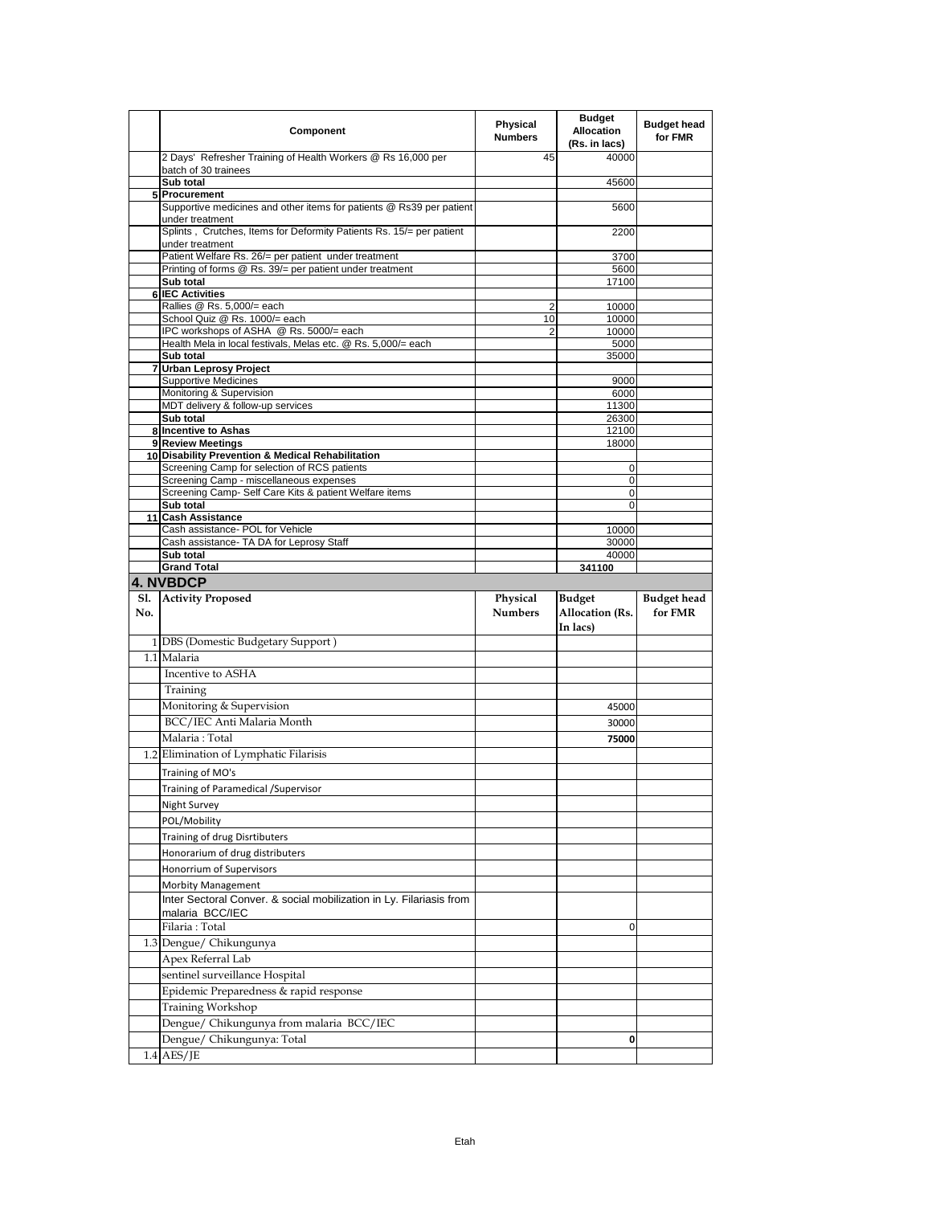|  | Component | Physical Numbers | Budget Allocation (Rs. in lacs) | Budget head for FMR |
|---|---|---|---|---|
|  | 2 Days' Refresher Training of Health Workers @ Rs 16,000 per batch of 30 trainees | 45 | 40000 |  |
|  | **Sub total** |  | 45600 |  |
| 5 | **Procurement** |  |  |  |
|  | Supportive medicines and other items for patients @ Rs39 per patient under treatment |  | 5600 |  |
|  | Splints , Crutches, Items for Deformity Patients Rs. 15/= per patient under treatment |  | 2200 |  |
|  | Patient Welfare Rs. 26/= per patient under treatment |  | 3700 |  |
|  | Printing of forms @ Rs. 39/= per patient under treatment |  | 5600 |  |
|  | **Sub total** |  | 17100 |  |
| 6 | **IEC Activities** |  |  |  |
|  | Rallies @ Rs. 5,000/= each | 2 | 10000 |  |
|  | School Quiz @ Rs. 1000/= each | 10 | 10000 |  |
|  | IPC workshops of ASHA @ Rs. 5000/= each | 2 | 10000 |  |
|  | Health Mela in local festivals, Melas etc. @ Rs. 5,000/= each |  | 5000 |  |
|  | **Sub total** |  | 35000 |  |
| 7 | **Urban Leprosy Project** |  |  |  |
|  | Supportive Medicines |  | 9000 |  |
|  | Monitoring & Supervision |  | 6000 |  |
|  | MDT delivery & follow-up services |  | 11300 |  |
|  | **Sub total** |  | 26300 |  |
| 8 | **Incentive to Ashas** |  | 12100 |  |
| 9 | **Review Meetings** |  | 18000 |  |
| 10 | **Disability Prevention & Medical Rehabilitation** |  |  |  |
|  | Screening Camp for selection of RCS patients |  | 0 |  |
|  | Screening Camp - miscellaneous expenses |  | 0 |  |
|  | Screening Camp- Self Care Kits & patient Welfare items |  | 0 |  |
|  | **Sub total** |  | 0 |  |
| 11 | **Cash Assistance** |  |  |  |
|  | Cash assistance- POL for Vehicle |  | 10000 |  |
|  | Cash assistance- TA DA for Leprosy Staff |  | 30000 |  |
|  | **Sub total** |  | 40000 |  |
|  | **Grand Total** |  | **341100** |  |

## 4. NVBDCP

| Sl. No. | Activity Proposed | Physical Numbers | Budget Allocation (Rs. In lacs) | Budget head for FMR |
|---|---|---|---|---|
| 1 | DBS (Domestic Budgetary Support ) |  |  |  |
| 1.1 | Malaria |  |  |  |
|  | Incentive to ASHA |  |  |  |
|  | Training |  |  |  |
|  | Monitoring & Supervision |  | 45000 |  |
|  | BCC/IEC Anti Malaria Month |  | 30000 |  |
|  | Malaria : Total |  | **75000** |  |
| 1.2 | Elimination of Lymphatic Filarisis |  |  |  |
|  | Training of MO's |  |  |  |
|  | Training of Paramedical /Supervisor |  |  |  |
|  | Night Survey |  |  |  |
|  | POL/Mobility |  |  |  |
|  | Training of drug Disrtibuters |  |  |  |
|  | Honorarium of drug distributers |  |  |  |
|  | Honorrium of Supervisors |  |  |  |
|  | Morbity Management |  |  |  |
|  | Inter Sectoral Conver. & social mobilization in Ly. Filariasis from malaria BCC/IEC |  |  |  |
|  | Filaria : Total |  | 0 |  |
| 1.3 | Dengue/ Chikungunya |  |  |  |
|  | Apex Referral Lab |  |  |  |
|  | sentinel surveillance Hospital |  |  |  |
|  | Epidemic Preparedness & rapid response |  |  |  |
|  | Training Workshop |  |  |  |
|  | Dengue/ Chikungunya from malaria BCC/IEC |  |  |  |
|  | Dengue/ Chikungunya: Total |  | **0** |  |
| 1.4 | AES/JE |  |  |  |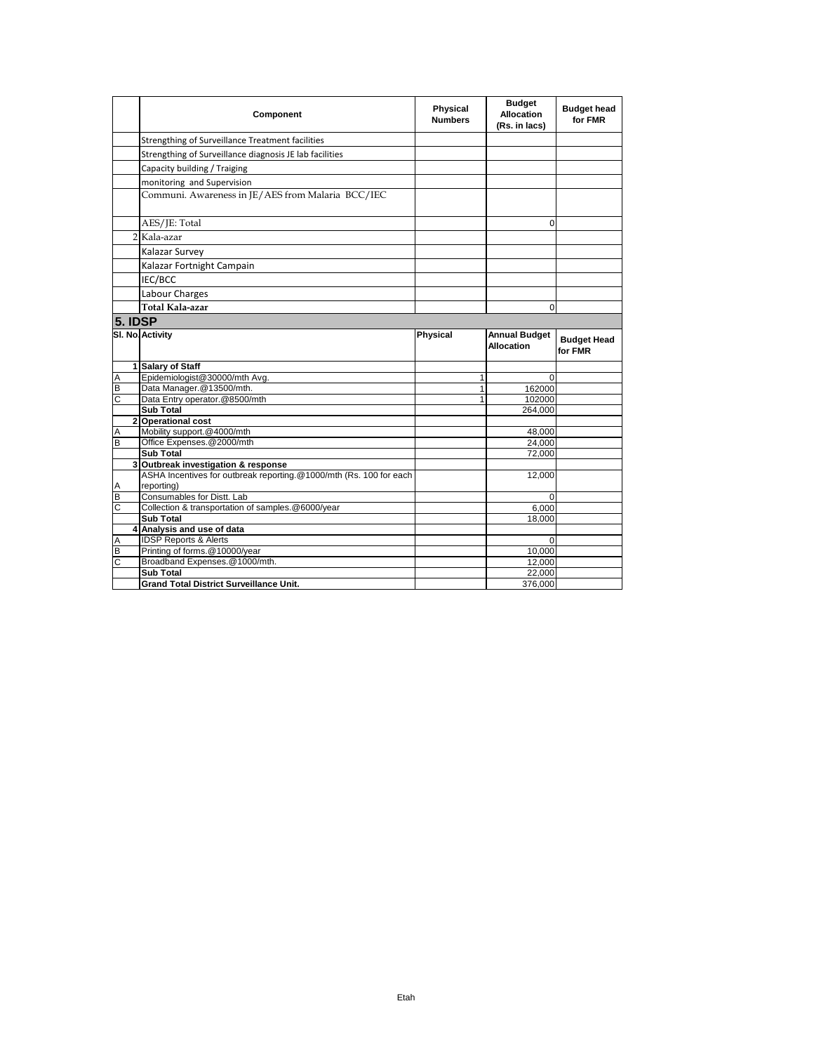| | Component | Physical Numbers | Budget Allocation (Rs. in lacs) | Budget head for FMR |
|---|---|---|---|---|
| | Strengthing of Surveillance Treatment facilities | | | |
| | Strengthing of Surveillance diagnosis JE lab facilities | | | |
| | Capacity building / Traiging | | | |
| | monitoring and Supervision | | | |
| | Communi. Awareness in JE/AES from Malaria BCC/IEC | | | |
| | AES/JE: Total | | 0 | |
| 2 | Kala-azar | | | |
| | Kalazar Survey | | | |
| | Kalazar Fortnight Campain | | | |
| | IEC/BCC | | | |
| | Labour Charges | | | |
| | **Total Kala-azar** | | 0 | |

## 5. IDSP

| Sl. No | Activity | Physical | Annual Budget Allocation | Budget Head for FMR |
|---|---|---|---|---|
| 1 | **Salary of Staff** | | | |
| A | Epidemiologist@30000/mth Avg. | 1 | 0 | |
| B | Data Manager.@13500/mth. | 1 | 162000 | |
| C | Data Entry operator.@8500/mth | 1 | 102000 | |
| | **Sub Total** | | 264,000 | |
| 2 | **Operational cost** | | | |
| A | Mobility support.@4000/mth | | 48,000 | |
| B | Office Expenses.@2000/mth | | 24,000 | |
| | **Sub Total** | | 72,000 | |
| 3 | **Outbreak investigation & response** | | | |
| A | ASHA Incentives for outbreak reporting.@1000/mth (Rs. 100 for each reporting) | | 12,000 | |
| B | Consumables for Distt. Lab | | 0 | |
| C | Collection & transportation of samples.@6000/year | | 6,000 | |
| | **Sub Total** | | 18,000 | |
| 4 | **Analysis and use of data** | | | |
| A | IDSP Reports & Alerts | | 0 | |
| B | Printing of forms.@10000/year | | 10,000 | |
| C | Broadband Expenses.@1000/mth. | | 12,000 | |
| | **Sub Total** | | 22,000 | |
| | **Grand Total District Surveillance Unit.** | | 376,000 | |